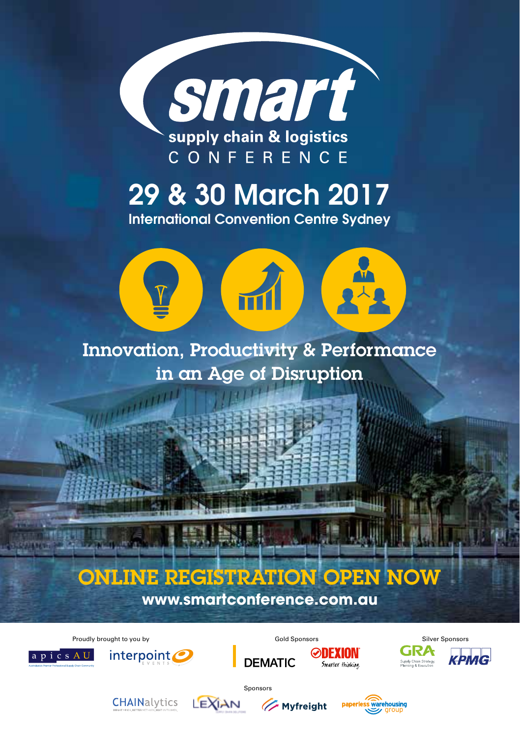# smart

## supply chain & logistics CONFERENCE

## 29 & 30 March 2017

International Convention Centre Sydney

### Innovation, Productivity & Performance in an Age of Disruption

## ONLINE REGISTRATION OPEN NOW

**www.smartconference.com.au**

Proudly brought to you by

apics AU — Australasia's Premier Professional Supply Chain Community

interpoint EVENTS

Gold Sponsors

DEMATIC

DEXION — Smarter thinking.

Silver Sponsors

GRA — Supply Chain Strategy, Planning & Execution

KPMG

Sponsors

CHAINalytics — BRIGHT MINDS, BETTER METHODS, BEST OUTCOMES.

LEXIAN — SUPPLY CHAIN SOLUTIONS

Myfreight

paperless warehousing group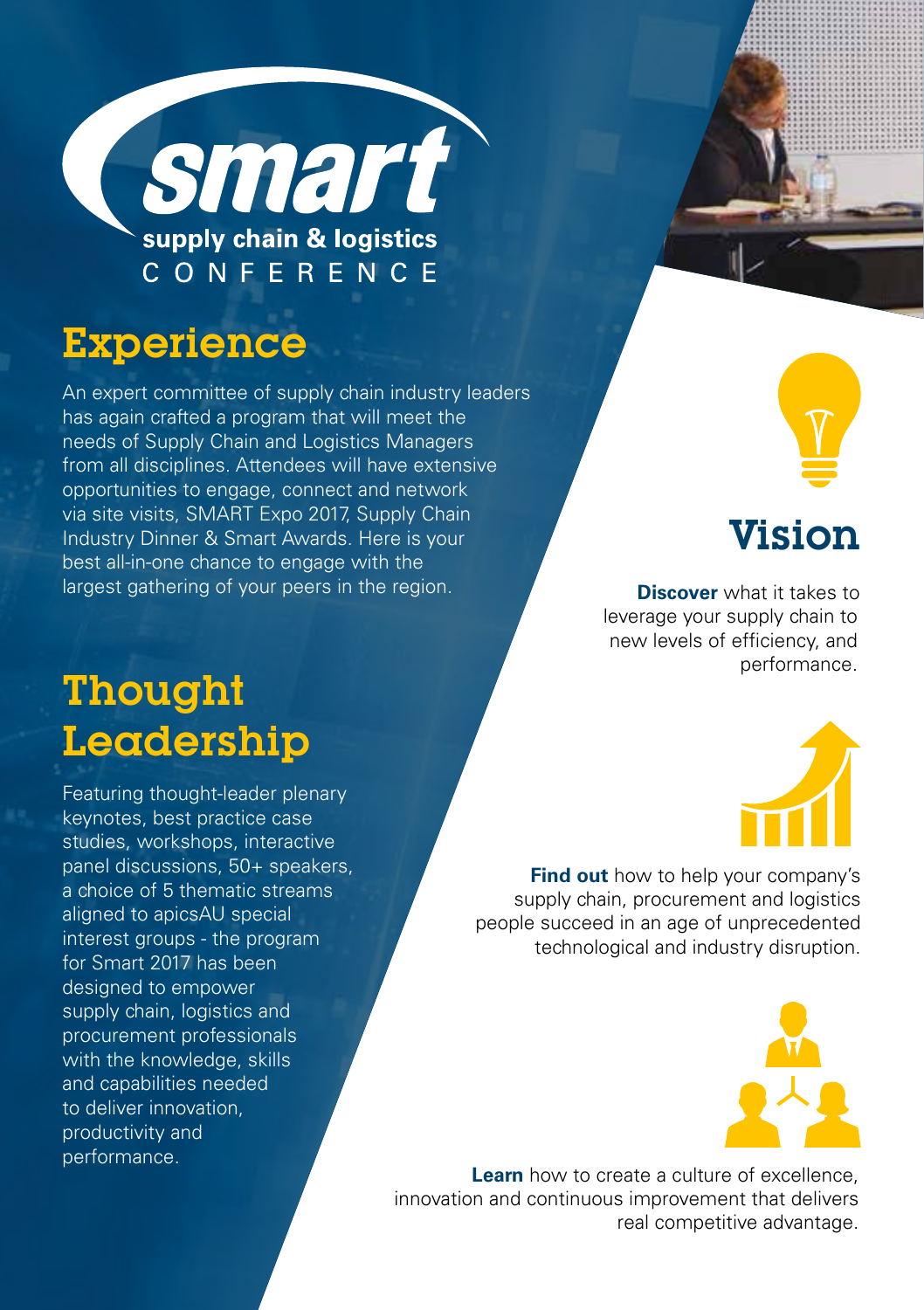smart

supply chain & logistics

CONFERENCE

## Experience

An expert committee of supply chain industry leaders has again crafted a program that will meet the needs of Supply Chain and Logistics Managers from all disciplines. Attendees will have extensive opportunities to engage, connect and network via site visits, SMART Expo 2017, Supply Chain Industry Dinner & Smart Awards. Here is your best all-in-one chance to engage with the largest gathering of your peers in the region.

## Thought Leadership

Featuring thought-leader plenary keynotes, best practice case studies, workshops, interactive panel discussions, 50+ speakers, a choice of 5 thematic streams aligned to apicsAU special interest groups - the program for Smart 2017 has been designed to empower supply chain, logistics and procurement professionals with the knowledge, skills and capabilities needed to deliver innovation, productivity and performance.

## Vision

**Discover** what it takes to leverage your supply chain to new levels of efficiency, and performance.

**Find out** how to help your company's supply chain, procurement and logistics people succeed in an age of unprecedented technological and industry disruption.

**Learn** how to create a culture of excellence, innovation and continuous improvement that delivers real competitive advantage.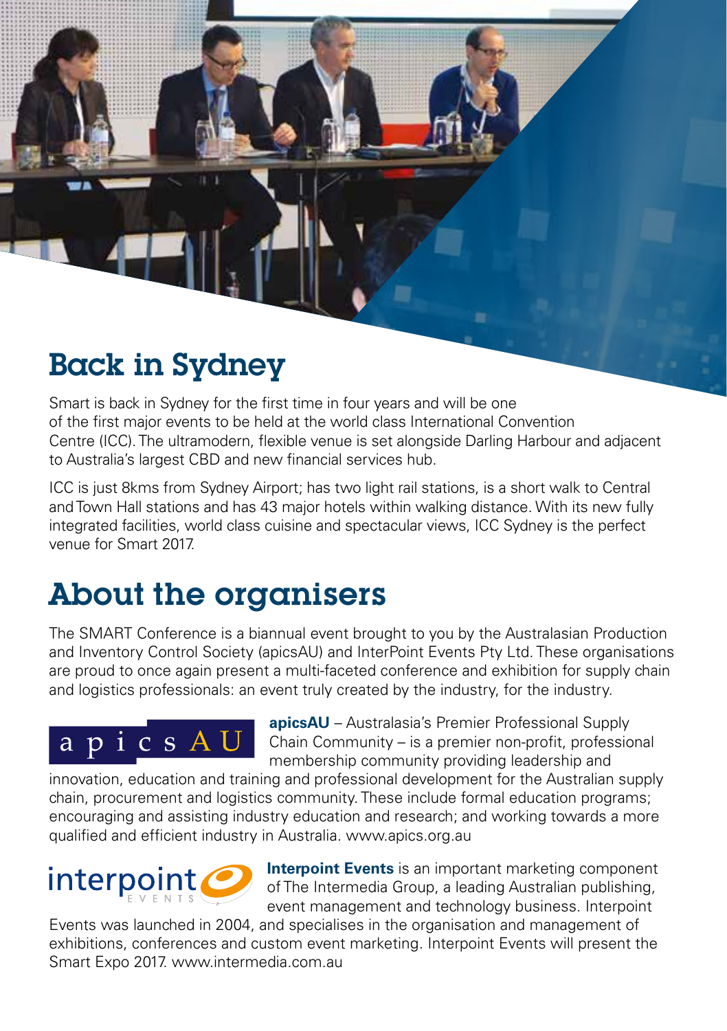# Back in Sydney

Smart is back in Sydney for the first time in four years and will be one of the first major events to be held at the world class International Convention Centre (ICC). The ultramodern, flexible venue is set alongside Darling Harbour and adjacent to Australia's largest CBD and new financial services hub.

ICC is just 8kms from Sydney Airport; has two light rail stations, is a short walk to Central and Town Hall stations and has 43 major hotels within walking distance. With its new fully integrated facilities, world class cuisine and spectacular views, ICC Sydney is the perfect venue for Smart 2017.

# About the organisers

The SMART Conference is a biannual event brought to you by the Australasian Production and Inventory Control Society (apicsAU) and InterPoint Events Pty Ltd. These organisations are proud to once again present a multi-faceted conference and exhibition for supply chain and logistics professionals: an event truly created by the industry, for the industry.

**apicsAU** – Australasia's Premier Professional Supply Chain Community – is a premier non-profit, professional membership community providing leadership and innovation, education and training and professional development for the Australian supply chain, procurement and logistics community. These include formal education programs; encouraging and assisting industry education and research; and working towards a more qualified and efficient industry in Australia. www.apics.org.au

**Interpoint Events** is an important marketing component of The Intermedia Group, a leading Australian publishing, event management and technology business. Interpoint Events was launched in 2004, and specialises in the organisation and management of exhibitions, conferences and custom event marketing. Interpoint Events will present the Smart Expo 2017. www.intermedia.com.au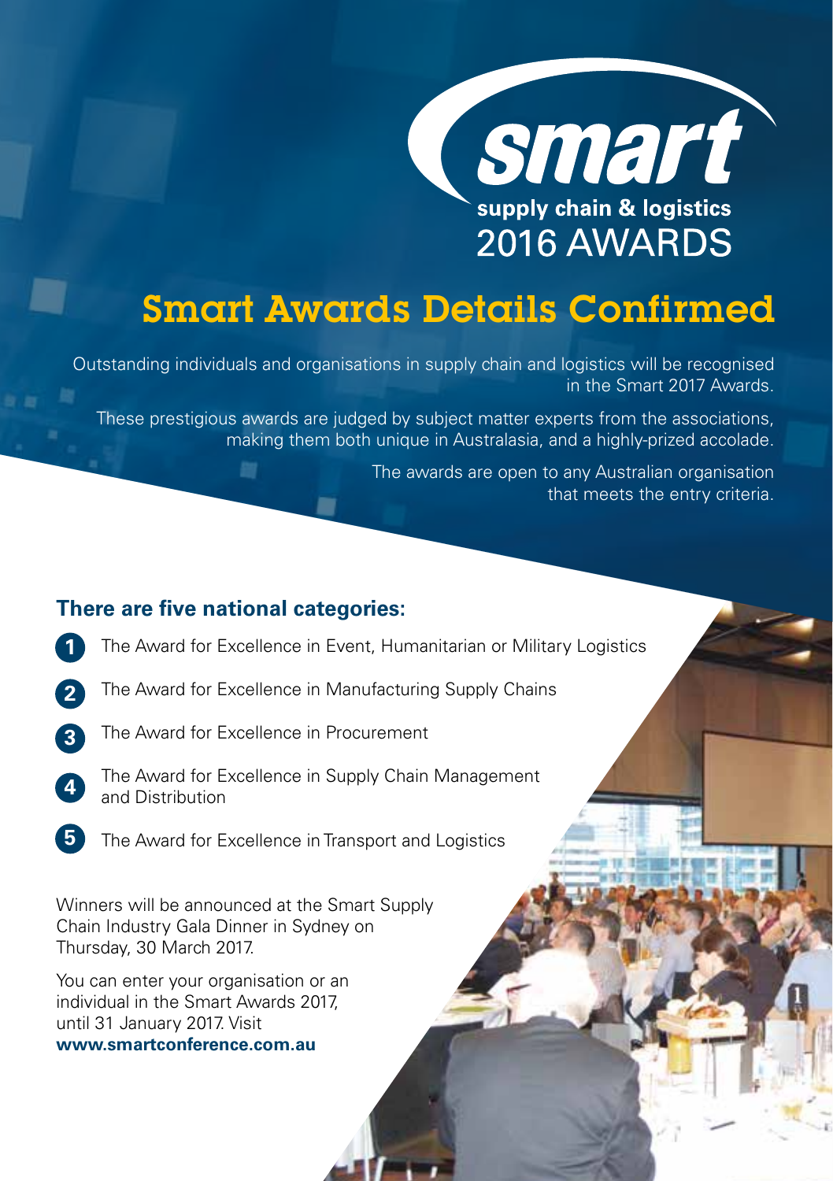smart
supply chain & logistics
2016 AWARDS

# Smart Awards Details Confirmed

Outstanding individuals and organisations in supply chain and logistics will be recognised in the Smart 2017 Awards.

These prestigious awards are judged by subject matter experts from the associations, making them both unique in Australasia, and a highly-prized accolade.

The awards are open to any Australian organisation that meets the entry criteria.

## There are five national categories:

1. The Award for Excellence in Event, Humanitarian or Military Logistics
2. The Award for Excellence in Manufacturing Supply Chains
3. The Award for Excellence in Procurement
4. The Award for Excellence in Supply Chain Management and Distribution
5. The Award for Excellence in Transport and Logistics

Winners will be announced at the Smart Supply Chain Industry Gala Dinner in Sydney on Thursday, 30 March 2017.

You can enter your organisation or an individual in the Smart Awards 2017, until 31 January 2017. Visit **www.smartconference.com.au**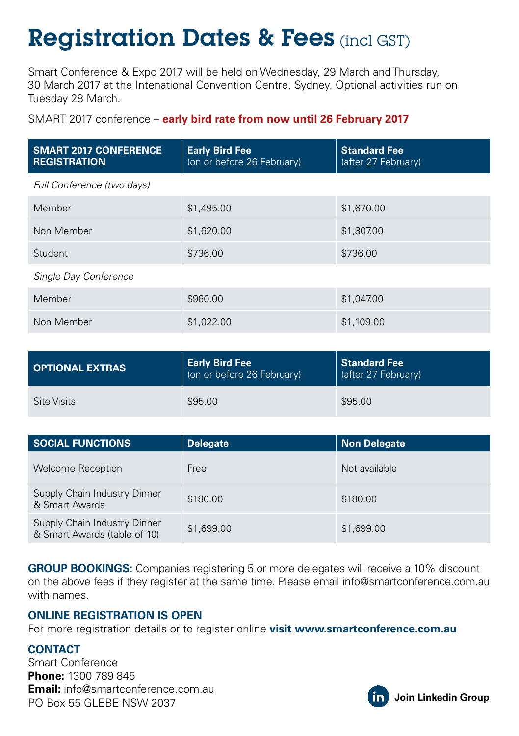# Registration Dates & Fees (incl GST)

Smart Conference & Expo 2017 will be held on Wednesday, 29 March and Thursday, 30 March 2017 at the Intenational Convention Centre, Sydney. Optional activities run on Tuesday 28 March.

SMART 2017 conference – **early bird rate from now until 26 February 2017**

| SMART 2017 CONFERENCE REGISTRATION | Early Bird Fee (on or before 26 February) | Standard Fee (after 27 February) |
|---|---|---|
| *Full Conference (two days)* | | |
| Member | $1,495.00 | $1,670.00 |
| Non Member | $1,620.00 | $1,807.00 |
| Student | $736.00 | $736.00 |
| *Single Day Conference* | | |
| Member | $960.00 | $1,047.00 |
| Non Member | $1,022.00 | $1,109.00 |

| OPTIONAL EXTRAS | Early Bird Fee (on or before 26 February) | Standard Fee (after 27 February) |
|---|---|---|
| Site Visits | $95.00 | $95.00 |

| SOCIAL FUNCTIONS | Delegate | Non Delegate |
|---|---|---|
| Welcome Reception | Free | Not available |
| Supply Chain Industry Dinner & Smart Awards | $180.00 | $180.00 |
| Supply Chain Industry Dinner & Smart Awards (table of 10) | $1,699.00 | $1,699.00 |

**GROUP BOOKINGS:** Companies registering 5 or more delegates will receive a 10% discount on the above fees if they register at the same time. Please email info@smartconference.com.au with names.

**ONLINE REGISTRATION IS OPEN**

For more registration details or to register online **visit www.smartconference.com.au**

**CONTACT**

Smart Conference
**Phone:** 1300 789 845
**Email:** info@smartconference.com.au
PO Box 55 GLEBE NSW 2037

**Join Linkedin Group**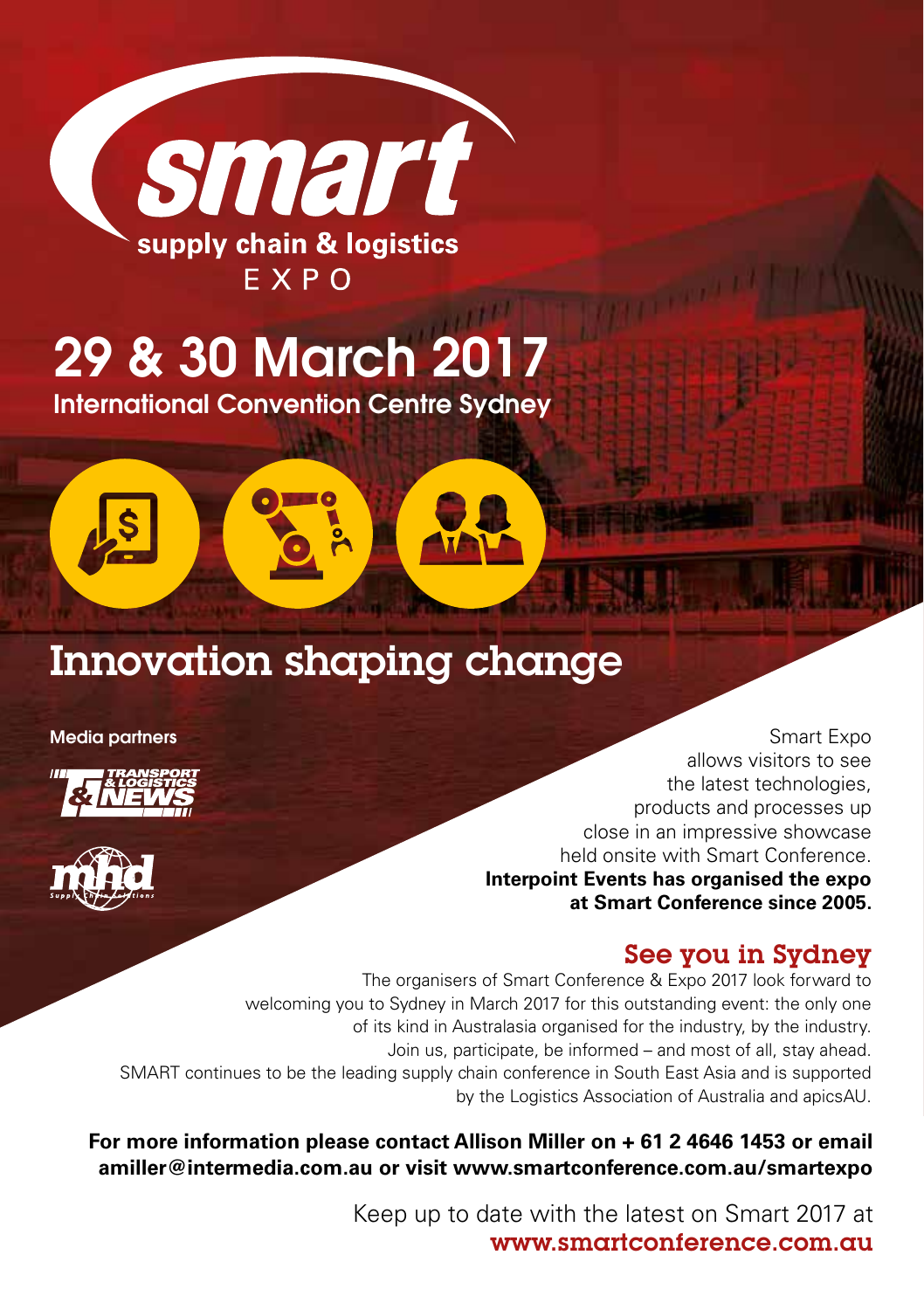# smart

supply chain & logistics

EXPO

## 29 & 30 March 2017

International Convention Centre Sydney

# Innovation shaping change

Media partners

TRANSPORT & LOGISTICS NEWS

mhd Supply Chain Solutions

Smart Expo allows visitors to see the latest technologies, products and processes up close in an impressive showcase held onsite with Smart Conference. **Interpoint Events has organised the expo at Smart Conference since 2005.**

## See you in Sydney

The organisers of Smart Conference & Expo 2017 look forward to welcoming you to Sydney in March 2017 for this outstanding event: the only one of its kind in Australasia organised for the industry, by the industry. Join us, participate, be informed – and most of all, stay ahead. SMART continues to be the leading supply chain conference in South East Asia and is supported by the Logistics Association of Australia and apicsAU.

**For more information please contact Allison Miller on + 61 2 4646 1453 or email amiller@intermedia.com.au or visit www.smartconference.com.au/smartexpo**

Keep up to date with the latest on Smart 2017 at **www.smartconference.com.au**